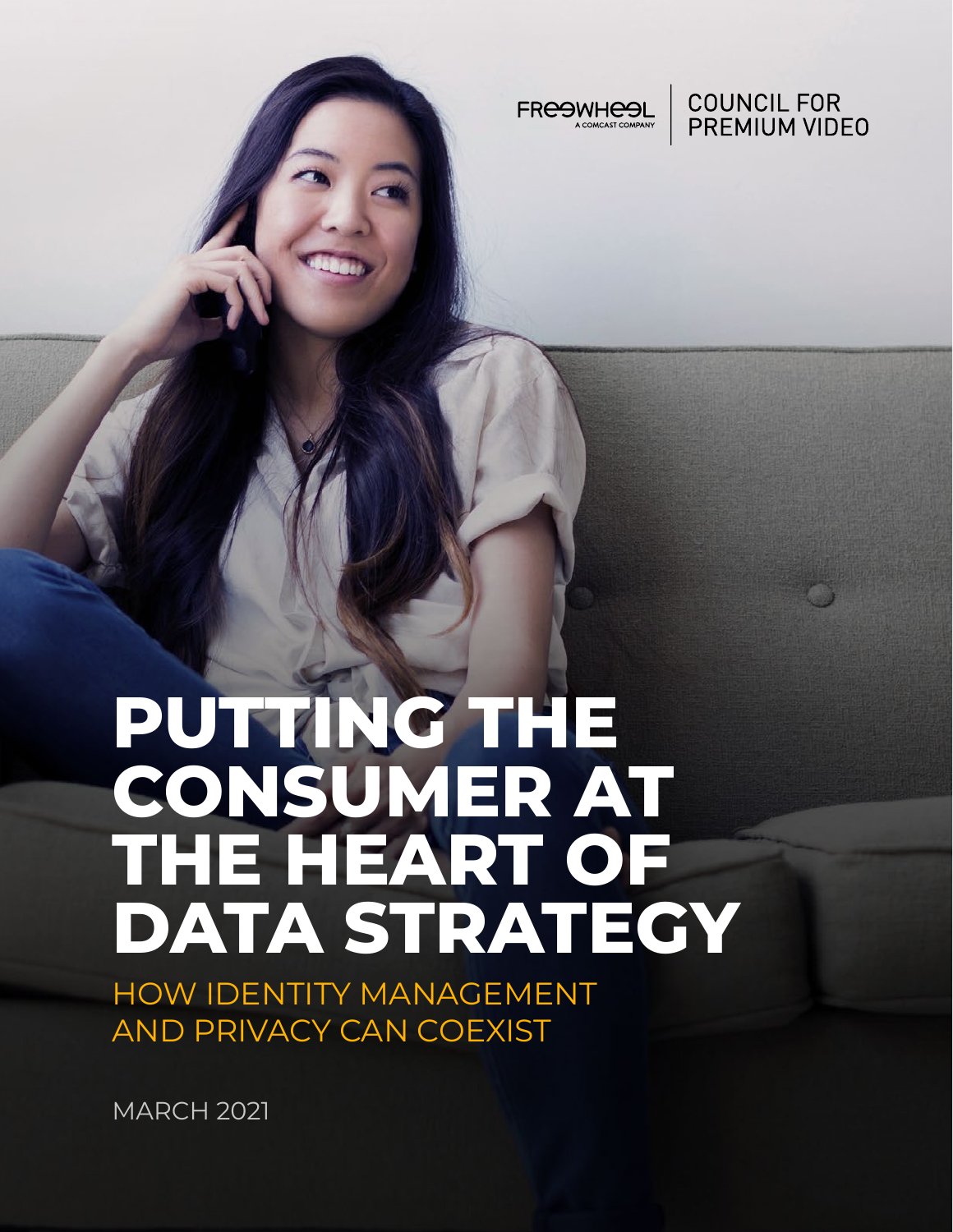FREEWHEEL A COMCAST COMPANY | COUNCIL FOR PREMIUM VIDEO

# PUTTING THE CONSUMER AT THE HEART OF DATA STRATEGY

## HOW IDENTITY MANAGEMENT AND PRIVACY CAN COEXIST

MARCH 2021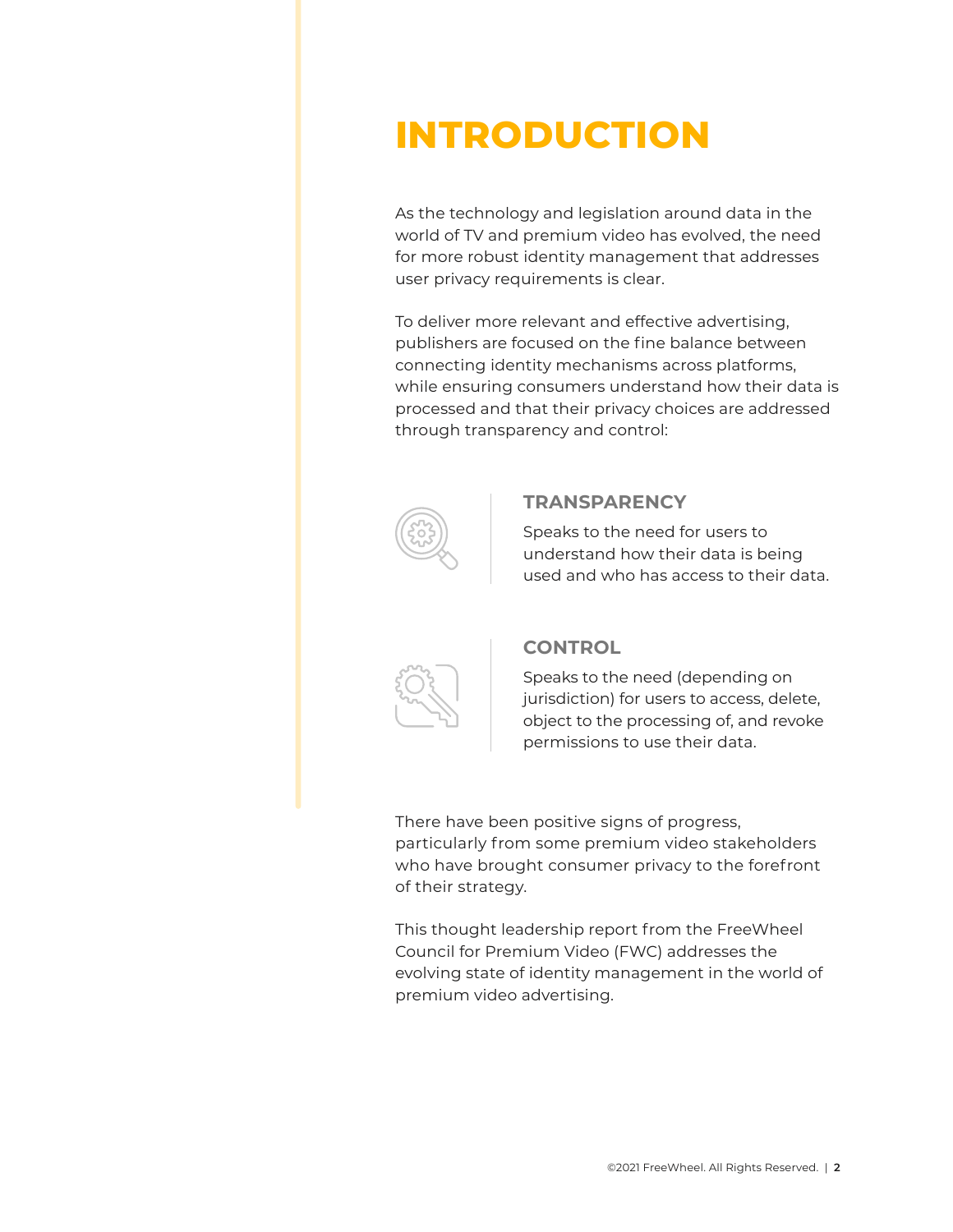# INTRODUCTION

As the technology and legislation around data in the world of TV and premium video has evolved, the need for more robust identity management that addresses user privacy requirements is clear.

To deliver more relevant and effective advertising, publishers are focused on the fine balance between connecting identity mechanisms across platforms, while ensuring consumers understand how their data is processed and that their privacy choices are addressed through transparency and control:

### TRANSPARENCY

Speaks to the need for users to understand how their data is being used and who has access to their data.

### CONTROL

Speaks to the need (depending on jurisdiction) for users to access, delete, object to the processing of, and revoke permissions to use their data.

There have been positive signs of progress, particularly from some premium video stakeholders who have brought consumer privacy to the forefront of their strategy.

This thought leadership report from the FreeWheel Council for Premium Video (FWC) addresses the evolving state of identity management in the world of premium video advertising.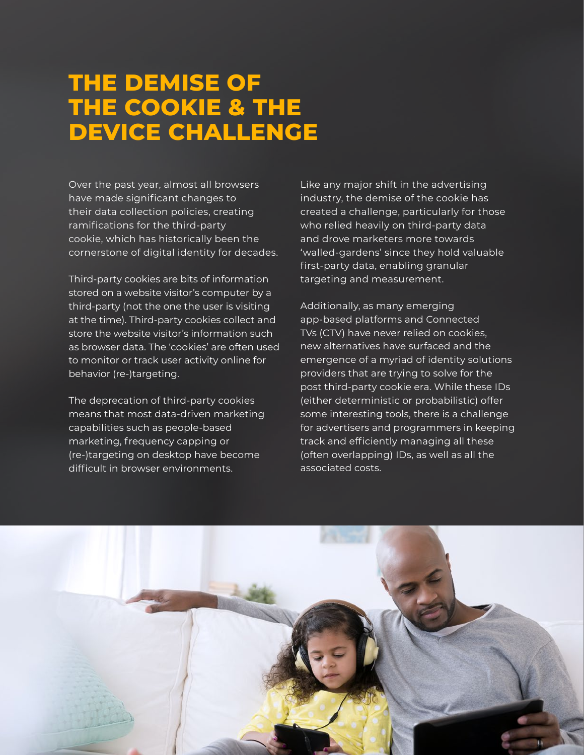# THE DEMISE OF THE COOKIE & THE DEVICE CHALLENGE

Over the past year, almost all browsers have made significant changes to their data collection policies, creating ramifications for the third-party cookie, which has historically been the cornerstone of digital identity for decades.

Third-party cookies are bits of information stored on a website visitor's computer by a third-party (not the one the user is visiting at the time). Third-party cookies collect and store the website visitor's information such as browser data. The 'cookies' are often used to monitor or track user activity online for behavior (re-)targeting.

The deprecation of third-party cookies means that most data-driven marketing capabilities such as people-based marketing, frequency capping or (re-)targeting on desktop have become difficult in browser environments.

Like any major shift in the advertising industry, the demise of the cookie has created a challenge, particularly for those who relied heavily on third-party data and drove marketers more towards 'walled-gardens' since they hold valuable first-party data, enabling granular targeting and measurement.

Additionally, as many emerging app-based platforms and Connected TVs (CTV) have never relied on cookies, new alternatives have surfaced and the emergence of a myriad of identity solutions providers that are trying to solve for the post third-party cookie era. While these IDs (either deterministic or probabilistic) offer some interesting tools, there is a challenge for advertisers and programmers in keeping track and efficiently managing all these (often overlapping) IDs, as well as all the associated costs.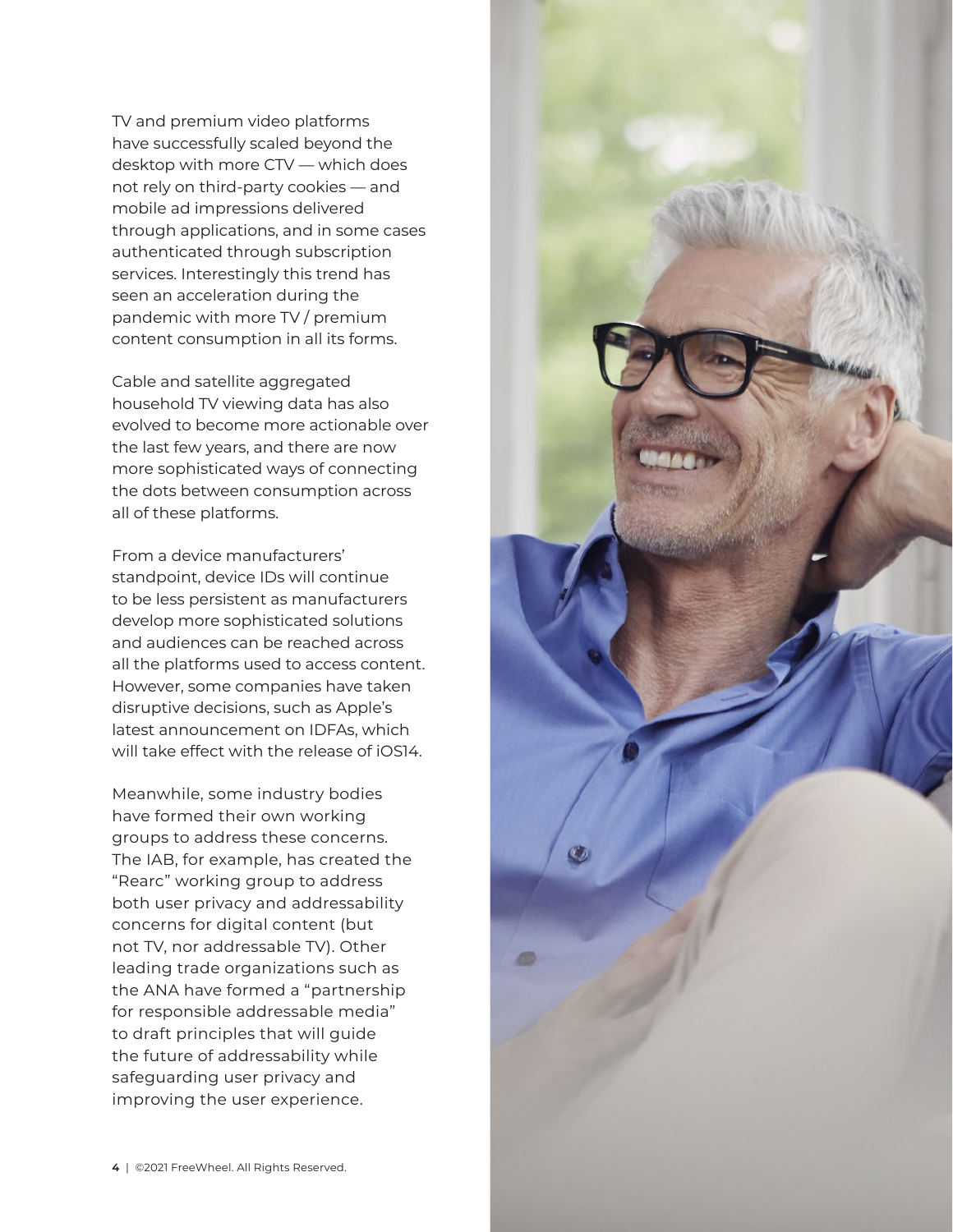TV and premium video platforms have successfully scaled beyond the desktop with more CTV — which does not rely on third-party cookies — and mobile ad impressions delivered through applications, and in some cases authenticated through subscription services. Interestingly this trend has seen an acceleration during the pandemic with more TV / premium content consumption in all its forms.

Cable and satellite aggregated household TV viewing data has also evolved to become more actionable over the last few years, and there are now more sophisticated ways of connecting the dots between consumption across all of these platforms.

From a device manufacturers' standpoint, device IDs will continue to be less persistent as manufacturers develop more sophisticated solutions and audiences can be reached across all the platforms used to access content. However, some companies have taken disruptive decisions, such as Apple's latest announcement on IDFAs, which will take effect with the release of iOS14.

Meanwhile, some industry bodies have formed their own working groups to address these concerns. The IAB, for example, has created the "Rearc" working group to address both user privacy and addressability concerns for digital content (but not TV, nor addressable TV). Other leading trade organizations such as the ANA have formed a "partnership for responsible addressable media" to draft principles that will guide the future of addressability while safeguarding user privacy and improving the user experience.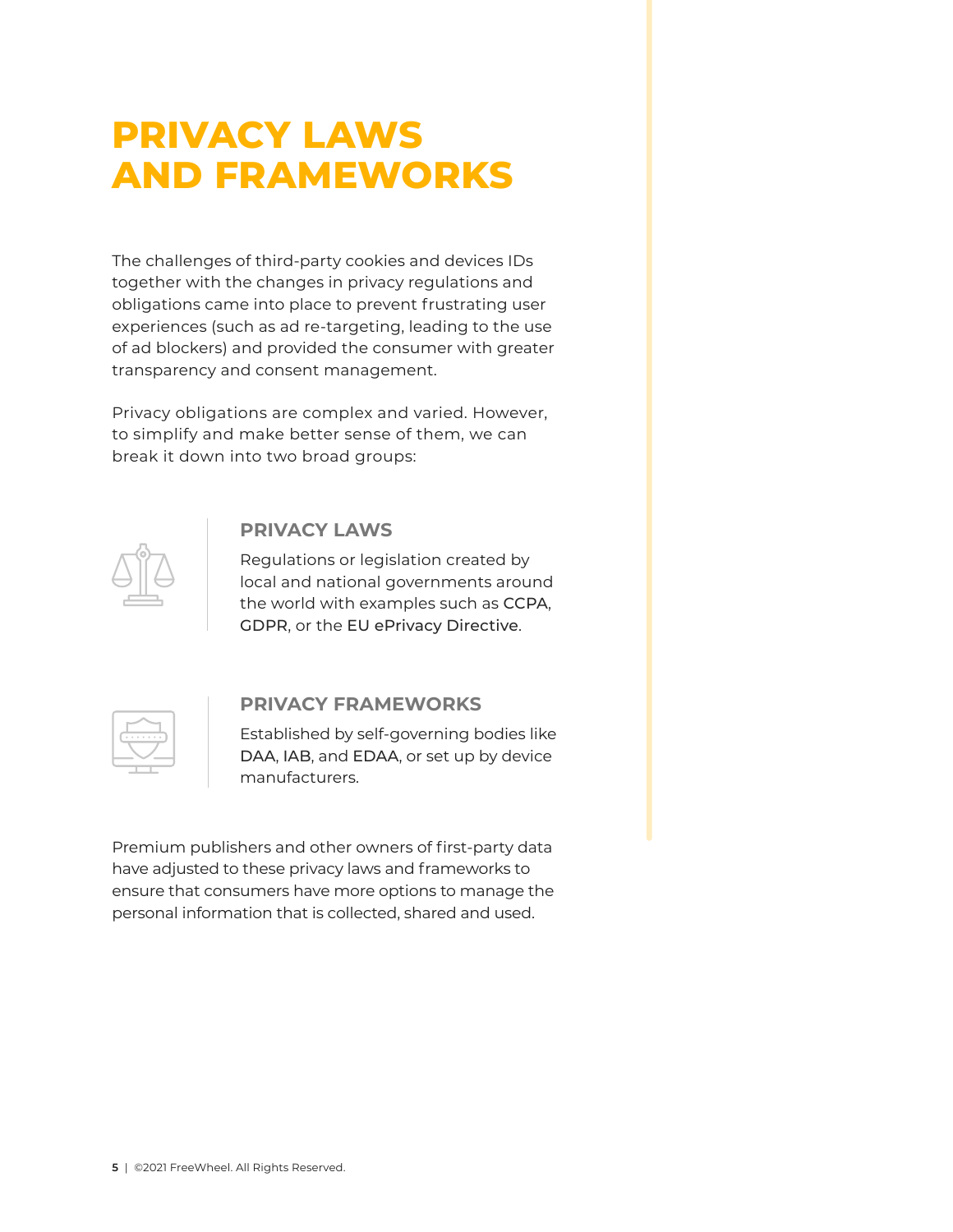# PRIVACY LAWS AND FRAMEWORKS

The challenges of third-party cookies and devices IDs together with the changes in privacy regulations and obligations came into place to prevent frustrating user experiences (such as ad re-targeting, leading to the use of ad blockers) and provided the consumer with greater transparency and consent management.

Privacy obligations are complex and varied. However, to simplify and make better sense of them, we can break it down into two broad groups:

### PRIVACY LAWS

Regulations or legislation created by local and national governments around the world with examples such as CCPA, GDPR, or the EU ePrivacy Directive.

### PRIVACY FRAMEWORKS

Established by self-governing bodies like DAA, IAB, and EDAA, or set up by device manufacturers.

Premium publishers and other owners of first-party data have adjusted to these privacy laws and frameworks to ensure that consumers have more options to manage the personal information that is collected, shared and used.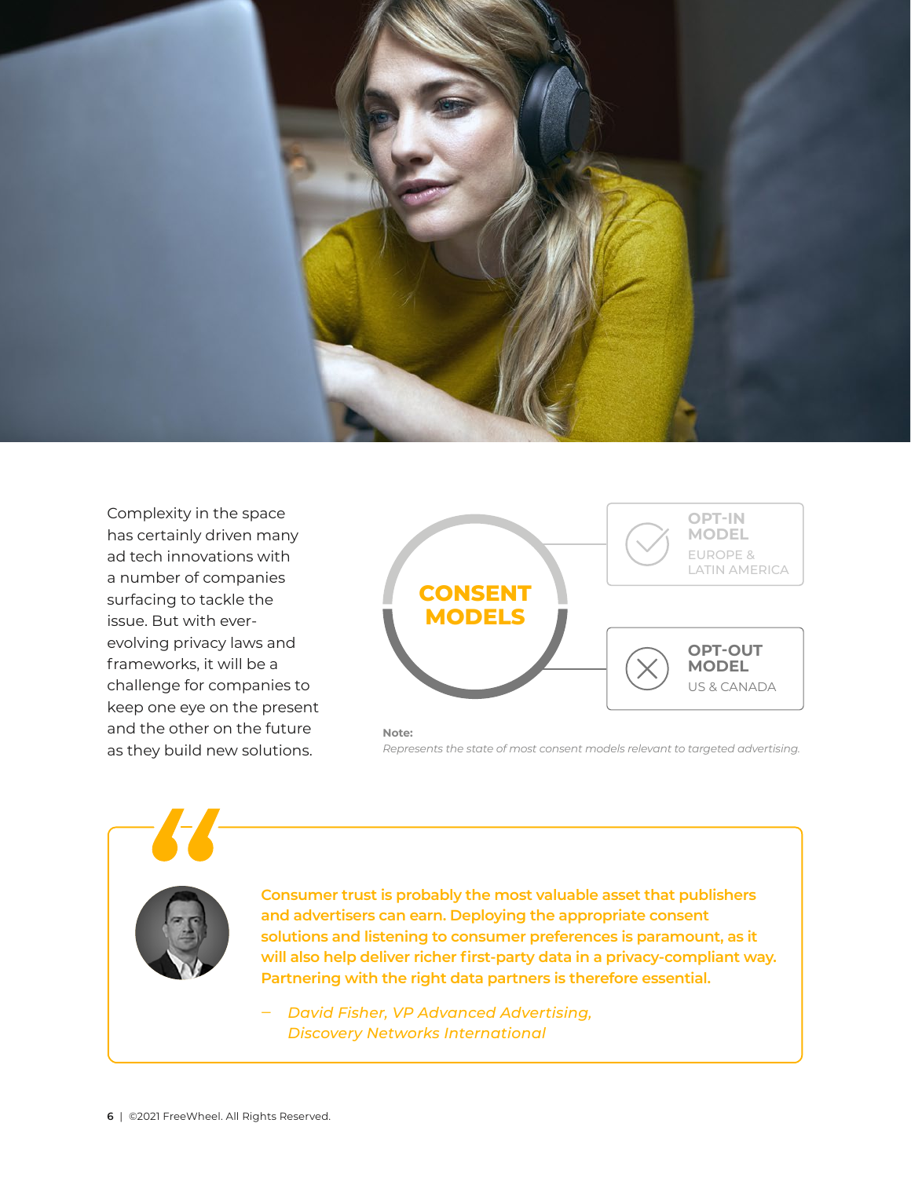Complexity in the space has certainly driven many ad tech innovations with a number of companies surfacing to tackle the issue. But with ever-evolving privacy laws and frameworks, it will be a challenge for companies to keep one eye on the present and the other on the future as they build new solutions.

**CONSENT MODELS**

**OPT-IN MODEL**
EUROPE & LATIN AMERICA

**OPT-OUT MODEL**
US & CANADA

**Note:**
*Represents the state of most consent models relevant to targeted advertising.*

> **Consumer trust is probably the most valuable asset that publishers and advertisers can earn. Deploying the appropriate consent solutions and listening to consumer preferences is paramount, as it will also help deliver richer first-party data in a privacy-compliant way. Partnering with the right data partners is therefore essential.**
>
> — *David Fisher, VP Advanced Advertising, Discovery Networks International*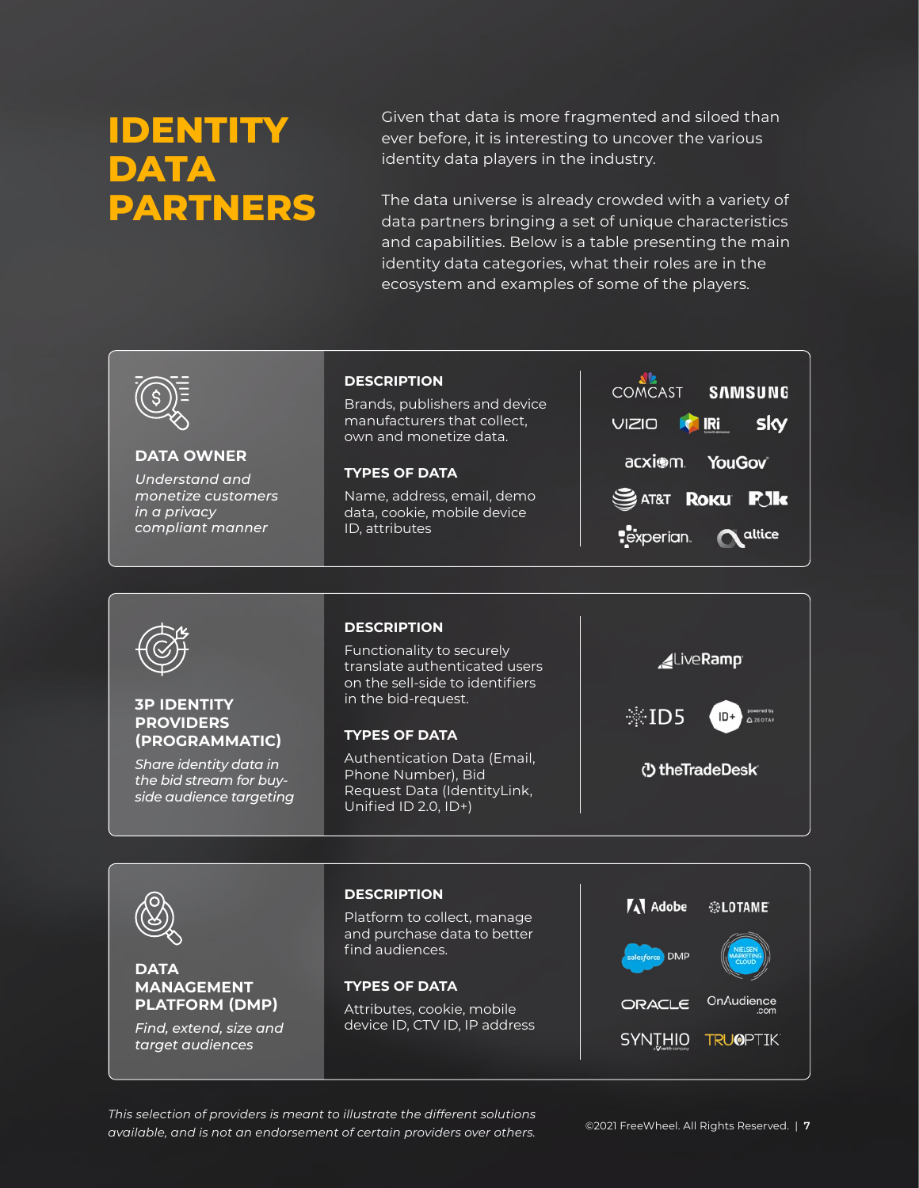# IDENTITY DATA PARTNERS

Given that data is more fragmented and siloed than ever before, it is interesting to uncover the various identity data players in the industry.

The data universe is already crowded with a variety of data partners bringing a set of unique characteristics and capabilities. Below is a table presenting the main identity data categories, what their roles are in the ecosystem and examples of some of the players.

| Category | Description | Types of Data | Examples |
|---|---|---|---|
| **DATA OWNER**<br>*Understand and monetize customers in a privacy compliant manner* | Brands, publishers and device manufacturers that collect, own and monetize data. | Name, address, email, demo data, cookie, mobile device ID, attributes | Comcast, Samsung, Vizio, IRi, Sky, Acxiom, YouGov, AT&T, Roku, Polk, Experian, Altice |
| **3P IDENTITY PROVIDERS (PROGRAMMATIC)**<br>*Share identity data in the bid stream for buy-side audience targeting* | Functionality to securely translate authenticated users on the sell-side to identifiers in the bid-request. | Authentication Data (Email, Phone Number), Bid Request Data (IdentityLink, Unified ID 2.0, ID+) | LiveRamp, ID5, ID+ (powered by Zeotap), theTradeDesk |
| **DATA MANAGEMENT PLATFORM (DMP)**<br>*Find, extend, size and target audiences* | Platform to collect, manage and purchase data to better find audiences. | Attributes, cookie, mobile device ID, CTV ID, IP address | Adobe, Lotame, Salesforce DMP, Nielsen Marketing Cloud, Oracle, OnAudience.com, Synthio, Truoptik |

*This selection of providers is meant to illustrate the different solutions available, and is not an endorsement of certain providers over others.*

©2021 FreeWheel. All Rights Reserved.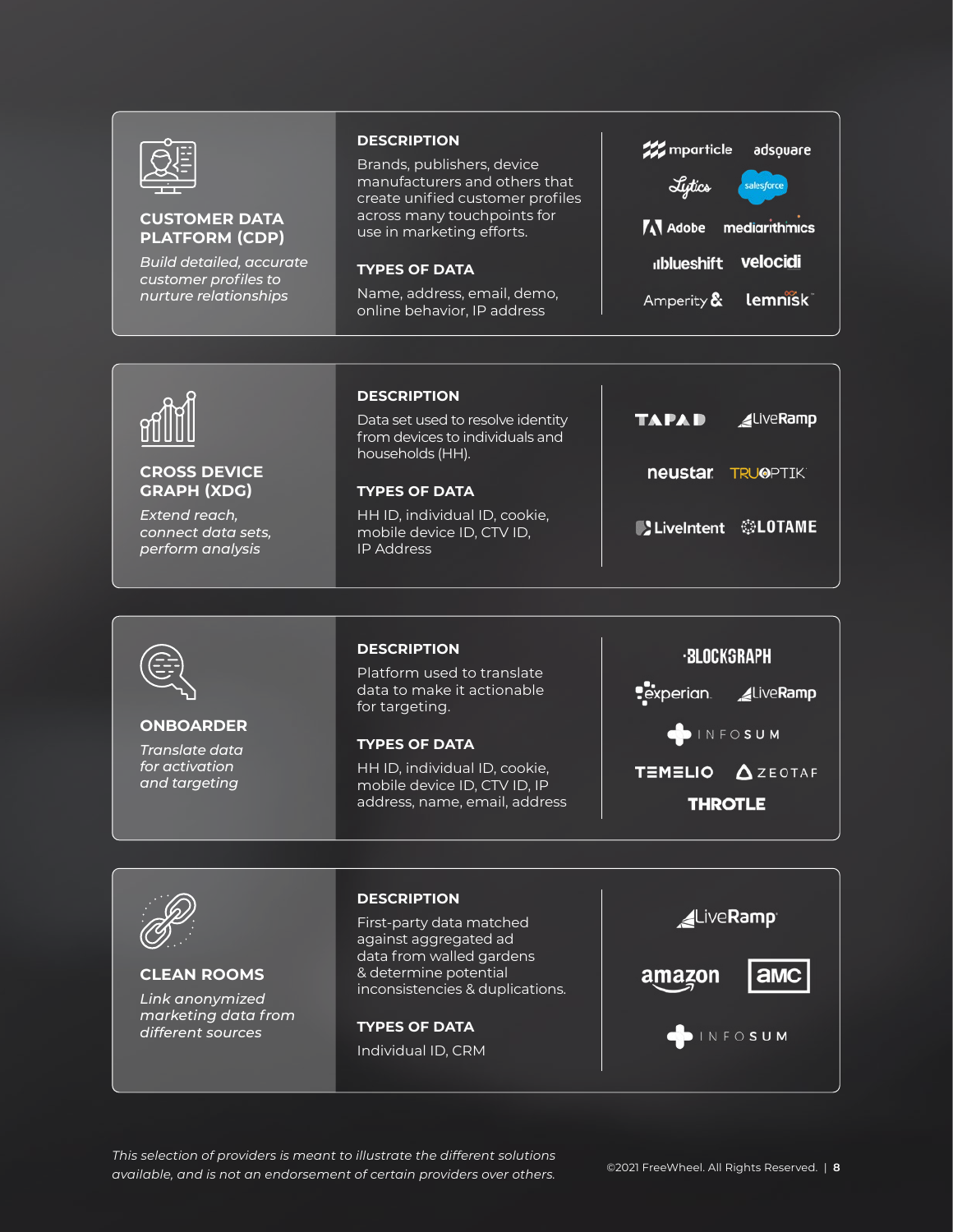## CUSTOMER DATA PLATFORM (CDP)

*Build detailed, accurate customer profiles to nurture relationships*

**DESCRIPTION**

Brands, publishers, device manufacturers and others that create unified customer profiles across many touchpoints for use in marketing efforts.

**TYPES OF DATA**

Name, address, email, demo, online behavior, IP address

mparticle, adsquare, Lytics, salesforce, Adobe, mediarithmics, blueshift, velocidi, Amperity, lemnisk

## CROSS DEVICE GRAPH (XDG)

*Extend reach, connect data sets, perform analysis*

**DESCRIPTION**

Data set used to resolve identity from devices to individuals and households (HH).

**TYPES OF DATA**

HH ID, individual ID, cookie, mobile device ID, CTV ID, IP Address

TAPAD, LiveRamp, neustar, TRUOPTIK, LiveIntent, LOTAME

## ONBOARDER

*Translate data for activation and targeting*

**DESCRIPTION**

Platform used to translate data to make it actionable for targeting.

**TYPES OF DATA**

HH ID, individual ID, cookie, mobile device ID, CTV ID, IP address, name, email, address

BLOCKGRAPH, experian, LiveRamp, INFOSUM, TEMELIO, ZEOTAP, THROTLE

## CLEAN ROOMS

*Link anonymized marketing data from different sources*

**DESCRIPTION**

First-party data matched against aggregated ad data from walled gardens & determine potential inconsistencies & duplications.

**TYPES OF DATA**

Individual ID, CRM

LiveRamp, amazon, AMC, INFOSUM

*This selection of providers is meant to illustrate the different solutions available, and is not an endorsement of certain providers over others.*

©2021 FreeWheel. All Rights Reserved.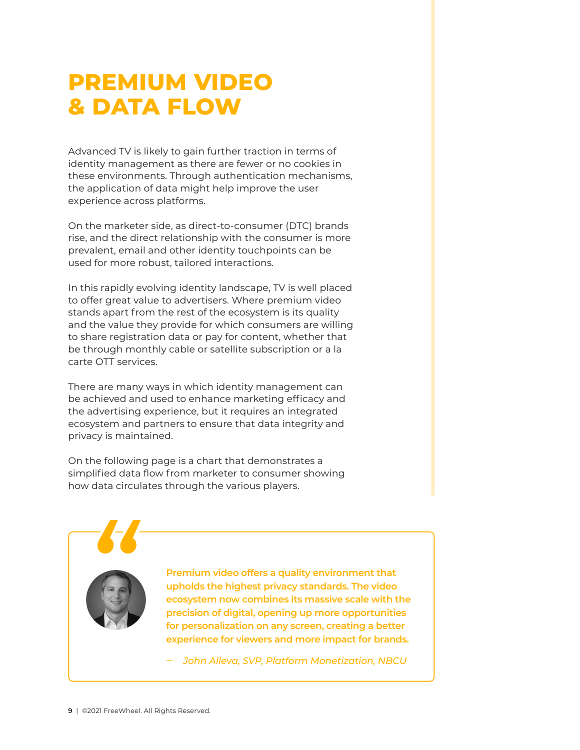# PREMIUM VIDEO & DATA FLOW

Advanced TV is likely to gain further traction in terms of identity management as there are fewer or no cookies in these environments. Through authentication mechanisms, the application of data might help improve the user experience across platforms.

On the marketer side, as direct-to-consumer (DTC) brands rise, and the direct relationship with the consumer is more prevalent, email and other identity touchpoints can be used for more robust, tailored interactions.

In this rapidly evolving identity landscape, TV is well placed to offer great value to advertisers. Where premium video stands apart from the rest of the ecosystem is its quality and the value they provide for which consumers are willing to share registration data or pay for content, whether that be through monthly cable or satellite subscription or a la carte OTT services.

There are many ways in which identity management can be achieved and used to enhance marketing efficacy and the advertising experience, but it requires an integrated ecosystem and partners to ensure that data integrity and privacy is maintained.

On the following page is a chart that demonstrates a simplified data flow from marketer to consumer showing how data circulates through the various players.

> **Premium video offers a quality environment that upholds the highest privacy standards. The video ecosystem now combines its massive scale with the precision of digital, opening up more opportunities for personalization on any screen, creating a better experience for viewers and more impact for brands.**
>
> — *John Alleva, SVP, Platform Monetization, NBCU*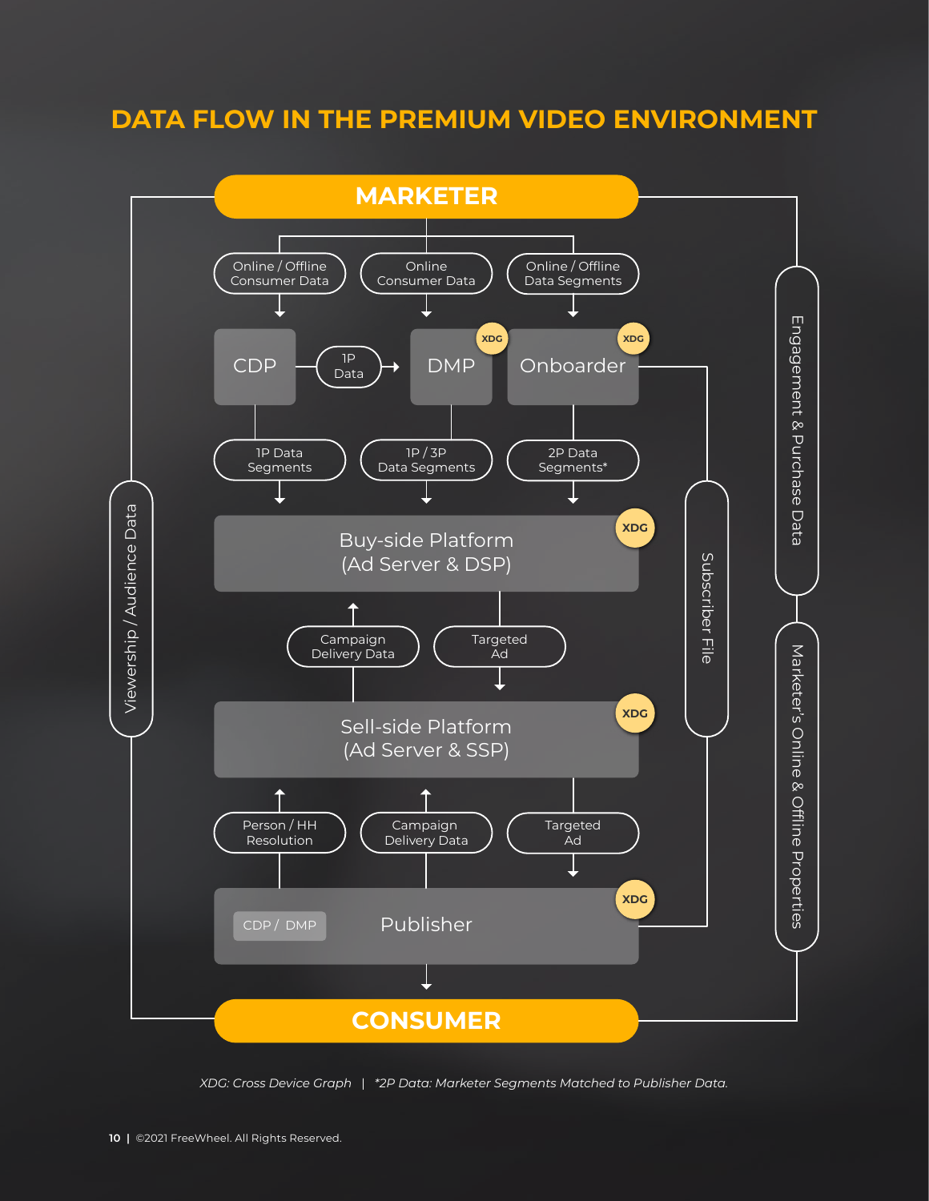# DATA FLOW IN THE PREMIUM VIDEO ENVIRONMENT

MARKETER

Online / Offline Consumer Data

Online Consumer Data

Online / Offline Data Segments

CDP

1P Data

DMP XDG

Onboarder XDG

1P Data Segments

1P / 3P Data Segments

2P Data Segments*

Buy-side Platform (Ad Server & DSP) XDG

Campaign Delivery Data

Targeted Ad

Sell-side Platform (Ad Server & SSP) XDG

Person / HH Resolution

Campaign Delivery Data

Targeted Ad

CDP / DMP

Publisher XDG

CONSUMER

Viewership / Audience Data

Subscriber File

Engagement & Purchase Data

Marketer's Online & Offline Properties

*XDG: Cross Device Graph | *2P Data: Marketer Segments Matched to Publisher Data.*

©2021 FreeWheel. All Rights Reserved.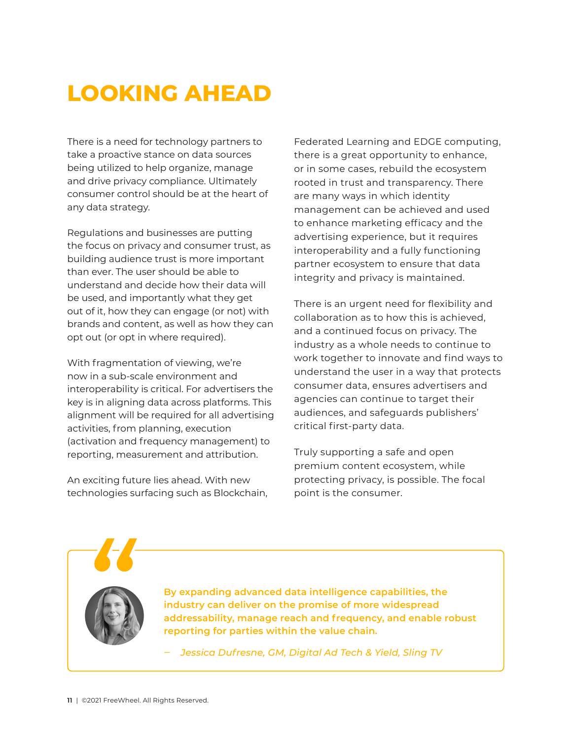# LOOKING AHEAD

There is a need for technology partners to take a proactive stance on data sources being utilized to help organize, manage and drive privacy compliance. Ultimately consumer control should be at the heart of any data strategy.

Regulations and businesses are putting the focus on privacy and consumer trust, as building audience trust is more important than ever. The user should be able to understand and decide how their data will be used, and importantly what they get out of it, how they can engage (or not) with brands and content, as well as how they can opt out (or opt in where required).

With fragmentation of viewing, we're now in a sub-scale environment and interoperability is critical. For advertisers the key is in aligning data across platforms. This alignment will be required for all advertising activities, from planning, execution (activation and frequency management) to reporting, measurement and attribution.

An exciting future lies ahead. With new technologies surfacing such as Blockchain, Federated Learning and EDGE computing, there is a great opportunity to enhance, or in some cases, rebuild the ecosystem rooted in trust and transparency. There are many ways in which identity management can be achieved and used to enhance marketing efficacy and the advertising experience, but it requires interoperability and a fully functioning partner ecosystem to ensure that data integrity and privacy is maintained.

There is an urgent need for flexibility and collaboration as to how this is achieved, and a continued focus on privacy. The industry as a whole needs to continue to work together to innovate and find ways to understand the user in a way that protects consumer data, ensures advertisers and agencies can continue to target their audiences, and safeguards publishers' critical first-party data.

Truly supporting a safe and open premium content ecosystem, while protecting privacy, is possible. The focal point is the consumer.

> **By expanding advanced data intelligence capabilities, the industry can deliver on the promise of more widespread addressability, manage reach and frequency, and enable robust reporting for parties within the value chain.**
>
> – *Jessica Dufresne, GM, Digital Ad Tech & Yield, Sling TV*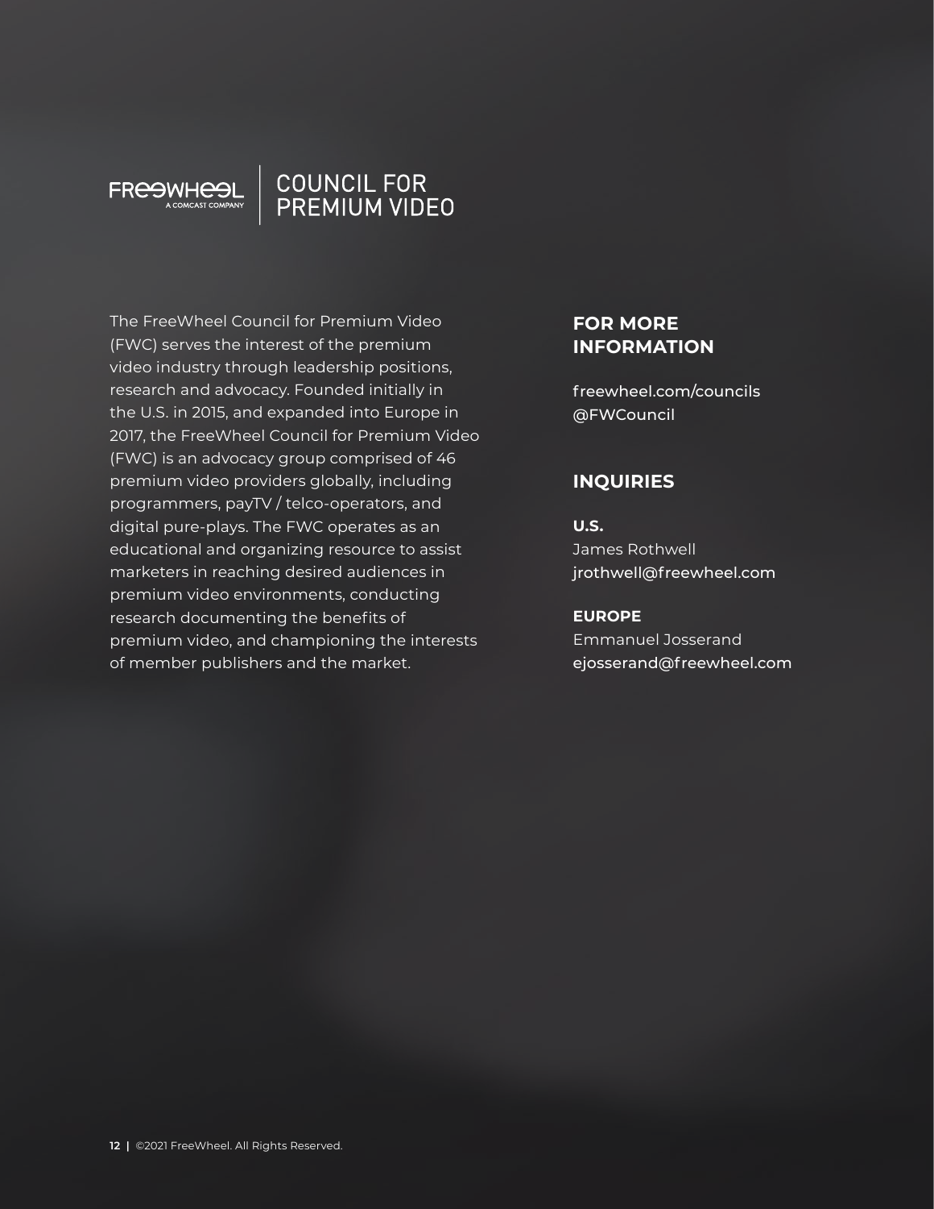FREEWHEEL
A COMCAST COMPANY

COUNCIL FOR PREMIUM VIDEO

The FreeWheel Council for Premium Video (FWC) serves the interest of the premium video industry through leadership positions, research and advocacy. Founded initially in the U.S. in 2015, and expanded into Europe in 2017, the FreeWheel Council for Premium Video (FWC) is an advocacy group comprised of 46 premium video providers globally, including programmers, payTV / telco-operators, and digital pure-plays. The FWC operates as an educational and organizing resource to assist marketers in reaching desired audiences in premium video environments, conducting research documenting the benefits of premium video, and championing the interests of member publishers and the market.

## FOR MORE INFORMATION

freewheel.com/councils
@FWCouncil

## INQUIRIES

**U.S.**
James Rothwell
jrothwell@freewheel.com

**EUROPE**
Emmanuel Josserand
ejosserand@freewheel.com

©2021 FreeWheel. All Rights Reserved.